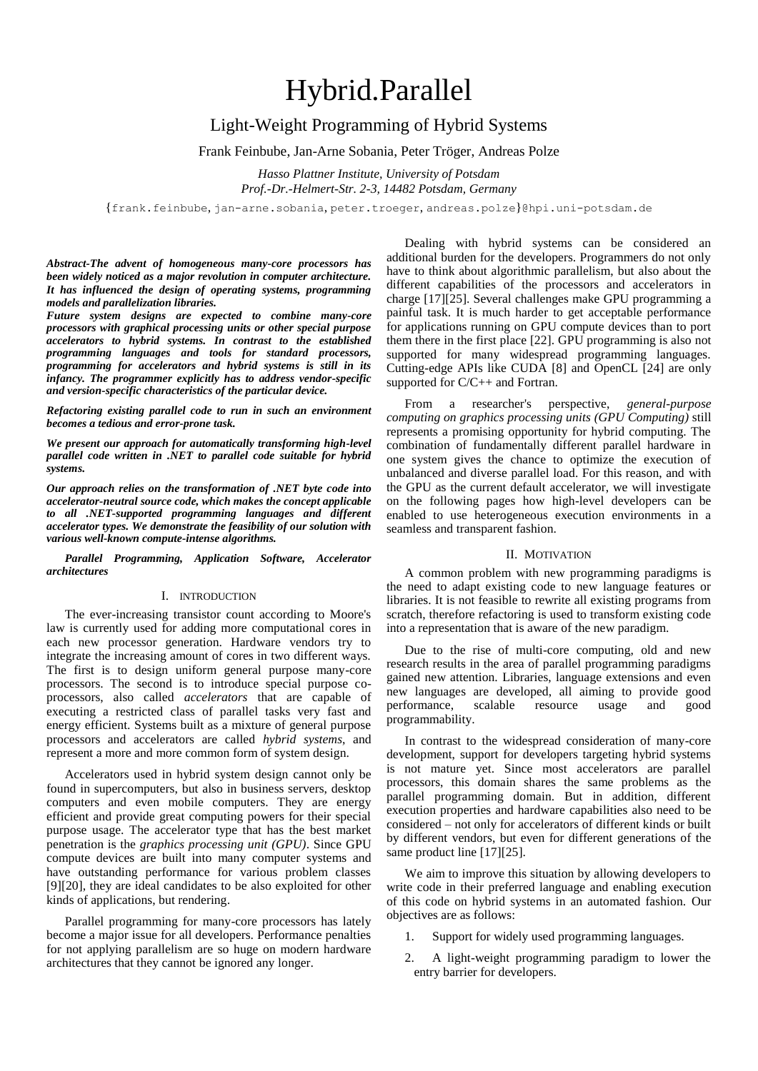# Hybrid.Parallel

## Light-Weight Programming of Hybrid Systems

Frank Feinbube, Jan-Arne Sobania, Peter Tröger, Andreas Polze

*Hasso Plattner Institute, University of Potsdam*
*Prof.-Dr.-Helmert-Str. 2-3, 14482 Potsdam, Germany*

{frank.feinbube, jan-arne.sobania, peter.troeger, andreas.polze}@hpi.uni-potsdam.de

***Abstract-The advent of homogeneous many-core processors has been widely noticed as a major revolution in computer architecture. It has influenced the design of operating systems, programming models and parallelization libraries.***

***Future system designs are expected to combine many-core processors with graphical processing units or other special purpose accelerators to hybrid systems. In contrast to the established programming languages and tools for standard processors, programming for accelerators and hybrid systems is still in its infancy. The programmer explicitly has to address vendor-specific and version-specific characteristics of the particular device.***

***Refactoring existing parallel code to run in such an environment becomes a tedious and error-prone task.***

***We present our approach for automatically transforming high-level parallel code written in .NET to parallel code suitable for hybrid systems.***

***Our approach relies on the transformation of .NET byte code into accelerator-neutral source code, which makes the concept applicable to all .NET-supported programming languages and different accelerator types. We demonstrate the feasibility of our solution with various well-known compute-intense algorithms.***

***Parallel Programming, Application Software, Accelerator architectures***

## I. Introduction

The ever-increasing transistor count according to Moore's law is currently used for adding more computational cores in each new processor generation. Hardware vendors try to integrate the increasing amount of cores in two different ways. The first is to design uniform general purpose many-core processors. The second is to introduce special purpose co-processors, also called *accelerators* that are capable of executing a restricted class of parallel tasks very fast and energy efficient. Systems built as a mixture of general purpose processors and accelerators are called *hybrid systems*, and represent a more and more common form of system design.

Accelerators used in hybrid system design cannot only be found in supercomputers, but also in business servers, desktop computers and even mobile computers. They are energy efficient and provide great computing powers for their special purpose usage. The accelerator type that has the best market penetration is the *graphics processing unit (GPU)*. Since GPU compute devices are built into many computer systems and have outstanding performance for various problem classes [9][20], they are ideal candidates to be also exploited for other kinds of applications, but rendering.

Parallel programming for many-core processors has lately become a major issue for all developers. Performance penalties for not applying parallelism are so huge on modern hardware architectures that they cannot be ignored any longer.

Dealing with hybrid systems can be considered an additional burden for the developers. Programmers do not only have to think about algorithmic parallelism, but also about the different capabilities of the processors and accelerators in charge [17][25]. Several challenges make GPU programming a painful task. It is much harder to get acceptable performance for applications running on GPU compute devices than to port them there in the first place [22]. GPU programming is also not supported for many widespread programming languages. Cutting-edge APIs like CUDA [8] and OpenCL [24] are only supported for C/C++ and Fortran.

From a researcher's perspective, *general-purpose computing on graphics processing units (GPU Computing)* still represents a promising opportunity for hybrid computing. The combination of fundamentally different parallel hardware in one system gives the chance to optimize the execution of unbalanced and diverse parallel load. For this reason, and with the GPU as the current default accelerator, we will investigate on the following pages how high-level developers can be enabled to use heterogeneous execution environments in a seamless and transparent fashion.

## II. Motivation

A common problem with new programming paradigms is the need to adapt existing code to new language features or libraries. It is not feasible to rewrite all existing programs from scratch, therefore refactoring is used to transform existing code into a representation that is aware of the new paradigm.

Due to the rise of multi-core computing, old and new research results in the area of parallel programming paradigms gained new attention. Libraries, language extensions and even new languages are developed, all aiming to provide good performance, scalable resource usage and good programmability.

In contrast to the widespread consideration of many-core development, support for developers targeting hybrid systems is not mature yet. Since most accelerators are parallel processors, this domain shares the same problems as the parallel programming domain. But in addition, different execution properties and hardware capabilities also need to be considered – not only for accelerators of different kinds or built by different vendors, but even for different generations of the same product line [17][25].

We aim to improve this situation by allowing developers to write code in their preferred language and enabling execution of this code on hybrid systems in an automated fashion. Our objectives are as follows:

1. Support for widely used programming languages.
2. A light-weight programming paradigm to lower the entry barrier for developers.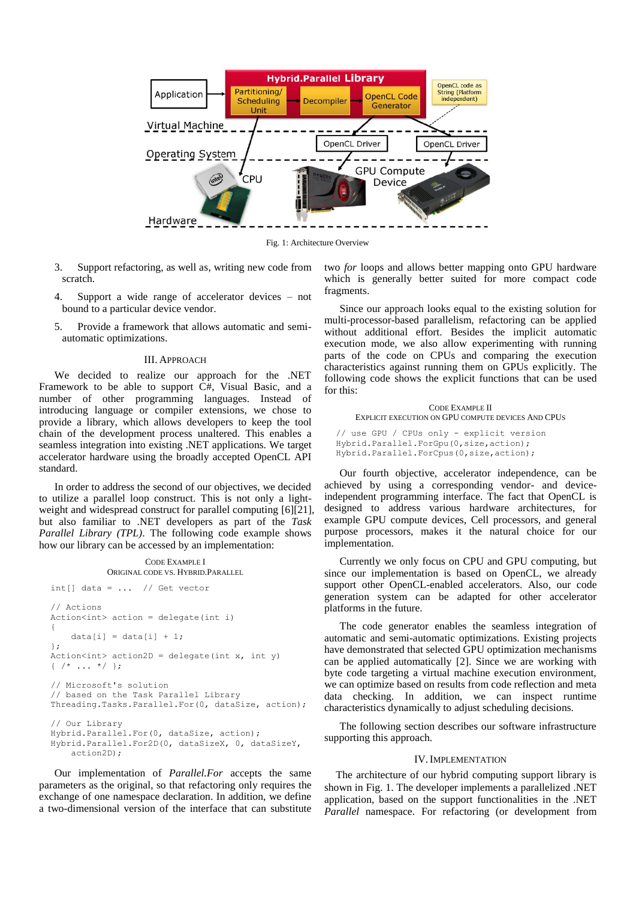Fig. 1: Architecture Overview

3. Support refactoring, as well as, writing new code from scratch.
4. Support a wide range of accelerator devices – not bound to a particular device vendor.
5. Provide a framework that allows automatic and semi-automatic optimizations.

## III. Approach

We decided to realize our approach for the .NET Framework to be able to support C#, Visual Basic, and a number of other programming languages. Instead of introducing language or compiler extensions, we chose to provide a library, which allows developers to keep the tool chain of the development process unaltered. This enables a seamless integration into existing .NET applications. We target accelerator hardware using the broadly accepted OpenCL API standard.

In order to address the second of our objectives, we decided to utilize a parallel loop construct. This is not only a lightweight and widespread construct for parallel computing [6][21], but also familiar to .NET developers as part of the *Task Parallel Library (TPL)*. The following code example shows how our library can be accessed by an implementation:

Code Example I
Original code vs. Hybrid.Parallel

```
int[] data = ...  // Get vector

// Actions
Action<int> action = delegate(int i)
{
    data[i] = data[i] + 1;
};
Action<int> action2D = delegate(int x, int y)
{ /* ... */ };

// Microsoft's solution
// based on the Task Parallel Library
Threading.Tasks.Parallel.For(0, dataSize, action);

// Our Library
Hybrid.Parallel.For(0, dataSize, action);
Hybrid.Parallel.For2D(0, dataSizeX, 0, dataSizeY,
    action2D);
```

Our implementation of *Parallel.For* accepts the same parameters as the original, so that refactoring only requires the exchange of one namespace declaration. In addition, we define a two-dimensional version of the interface that can substitute two *for* loops and allows better mapping onto GPU hardware which is generally better suited for more compact code fragments.

Since our approach looks equal to the existing solution for multi-processor-based parallelism, refactoring can be applied without additional effort. Besides the implicit automatic execution mode, we also allow experimenting with running parts of the code on CPUs and comparing the execution characteristics against running them on GPUs explicitly. The following code shows the explicit functions that can be used for this:

Code Example II
Explicit execution on GPU compute devices and CPUs

```
// use GPU / CPUs only - explicit version
Hybrid.Parallel.ForGpu(0,size,action);
Hybrid.Parallel.ForCpus(0,size,action);
```

Our fourth objective, accelerator independence, can be achieved by using a corresponding vendor- and device-independent programming interface. The fact that OpenCL is designed to address various hardware architectures, for example GPU compute devices, Cell processors, and general purpose processors, makes it the natural choice for our implementation.

Currently we only focus on CPU and GPU computing, but since our implementation is based on OpenCL, we already support other OpenCL-enabled accelerators. Also, our code generation system can be adapted for other accelerator platforms in the future.

The code generator enables the seamless integration of automatic and semi-automatic optimizations. Existing projects have demonstrated that selected GPU optimization mechanisms can be applied automatically [2]. Since we are working with byte code targeting a virtual machine execution environment, we can optimize based on results from code reflection and meta data checking. In addition, we can inspect runtime characteristics dynamically to adjust scheduling decisions.

The following section describes our software infrastructure supporting this approach.

## IV. Implementation

The architecture of our hybrid computing support library is shown in Fig. 1. The developer implements a parallelized .NET application, based on the support functionalities in the .NET *Parallel* namespace. For refactoring (or development from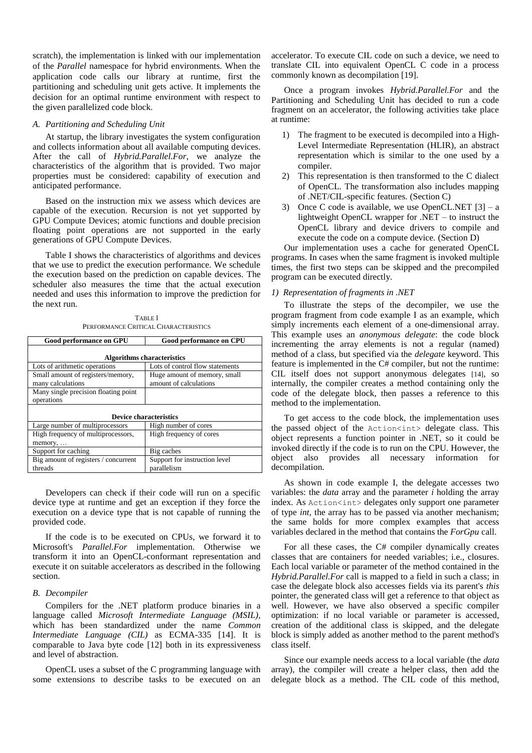scratch), the implementation is linked with our implementation of the *Parallel* namespace for hybrid environments. When the application code calls our library at runtime, first the partitioning and scheduling unit gets active. It implements the decision for an optimal runtime environment with respect to the given parallelized code block.

### *A. Partitioning and Scheduling Unit*

At startup, the library investigates the system configuration and collects information about all available computing devices. After the call of *Hybrid.Parallel.For*, we analyze the characteristics of the algorithm that is provided. Two major properties must be considered: capability of execution and anticipated performance.

Based on the instruction mix we assess which devices are capable of the execution. Recursion is not yet supported by GPU Compute Devices; atomic functions and double precision floating point operations are not supported in the early generations of GPU Compute Devices.

Table I shows the characteristics of algorithms and devices that we use to predict the execution performance. We schedule the execution based on the prediction on capable devices. The scheduler also measures the time that the actual execution needed and uses this information to improve the prediction for the next run.

TABLE I
PERFORMANCE CRITICAL CHARACTERISTICS

| Good performance on GPU | Good performance on CPU |
|---|---|
| **Algorithms characteristics** | |
| Lots of arithmetic operations | Lots of control flow statements |
| Small amount of registers/memory, many calculations | Huge amount of memory, small amount of calculations |
| Many single precision floating point operations | |
| **Device characteristics** | |
| Large number of multiprocessors | High number of cores |
| High frequency of multiprocessors, memory, … | High frequency of cores |
| Support for caching | Big caches |
| Big amount of registers / concurrent threads | Support for instruction level parallelism |

Developers can check if their code will run on a specific device type at runtime and get an exception if they force the execution on a device type that is not capable of running the provided code.

If the code is to be executed on CPUs, we forward it to Microsoft's *Parallel.For* implementation. Otherwise we transform it into an OpenCL-conformant representation and execute it on suitable accelerators as described in the following section.

### *B. Decompiler*

Compilers for the .NET platform produce binaries in a language called *Microsoft Intermediate Language (MSIL)*, which has been standardized under the name *Common Intermediate Language (CIL)* as ECMA-335 [14]. It is comparable to Java byte code [12] both in its expressiveness and level of abstraction.

OpenCL uses a subset of the C programming language with some extensions to describe tasks to be executed on an accelerator. To execute CIL code on such a device, we need to translate CIL into equivalent OpenCL C code in a process commonly known as decompilation [19].

Once a program invokes *Hybrid.Parallel.For* and the Partitioning and Scheduling Unit has decided to run a code fragment on an accelerator, the following activities take place at runtime:

1) The fragment to be executed is decompiled into a High-Level Intermediate Representation (HLIR), an abstract representation which is similar to the one used by a compiler.
2) This representation is then transformed to the C dialect of OpenCL. The transformation also includes mapping of .NET/CIL-specific features. (Section C)
3) Once C code is available, we use OpenCL.NET [3] – a lightweight OpenCL wrapper for .NET – to instruct the OpenCL library and device drivers to compile and execute the code on a compute device. (Section D)

Our implementation uses a cache for generated OpenCL programs. In cases when the same fragment is invoked multiple times, the first two steps can be skipped and the precompiled program can be executed directly.

#### *1) Representation of fragments in .NET*

To illustrate the steps of the decompiler, we use the program fragment from code example I as an example, which simply increments each element of a one-dimensional array. This example uses an *anonymous delegate*: the code block incrementing the array elements is not a regular (named) method of a class, but specified via the *delegate* keyword. This feature is implemented in the C# compiler, but not the runtime: CIL itself does not support anonymous delegates [14], so internally, the compiler creates a method containing only the code of the delegate block, then passes a reference to this method to the implementation.

To get access to the code block, the implementation uses the passed object of the `Action<int>` delegate class. This object represents a function pointer in .NET, so it could be invoked directly if the code is to run on the CPU. However, the object also provides all necessary information for decompilation.

As shown in code example I, the delegate accesses two variables: the *data* array and the parameter *i* holding the array index. As `Action<int>` delegates only support one parameter of type *int*, the array has to be passed via another mechanism; the same holds for more complex examples that access variables declared in the method that contains the *ForGpu* call.

For all these cases, the C# compiler dynamically creates classes that are containers for needed variables; i.e., closures. Each local variable or parameter of the method contained in the *Hybrid.Parallel.For* call is mapped to a field in such a class; in case the delegate block also accesses fields via its parent's *this* pointer, the generated class will get a reference to that object as well. However, we have also observed a specific compiler optimization: if no local variable or parameter is accessed, creation of the additional class is skipped, and the delegate block is simply added as another method to the parent method's class itself.

Since our example needs access to a local variable (the *data* array), the compiler will create a helper class, then add the delegate block as a method. The CIL code of this method,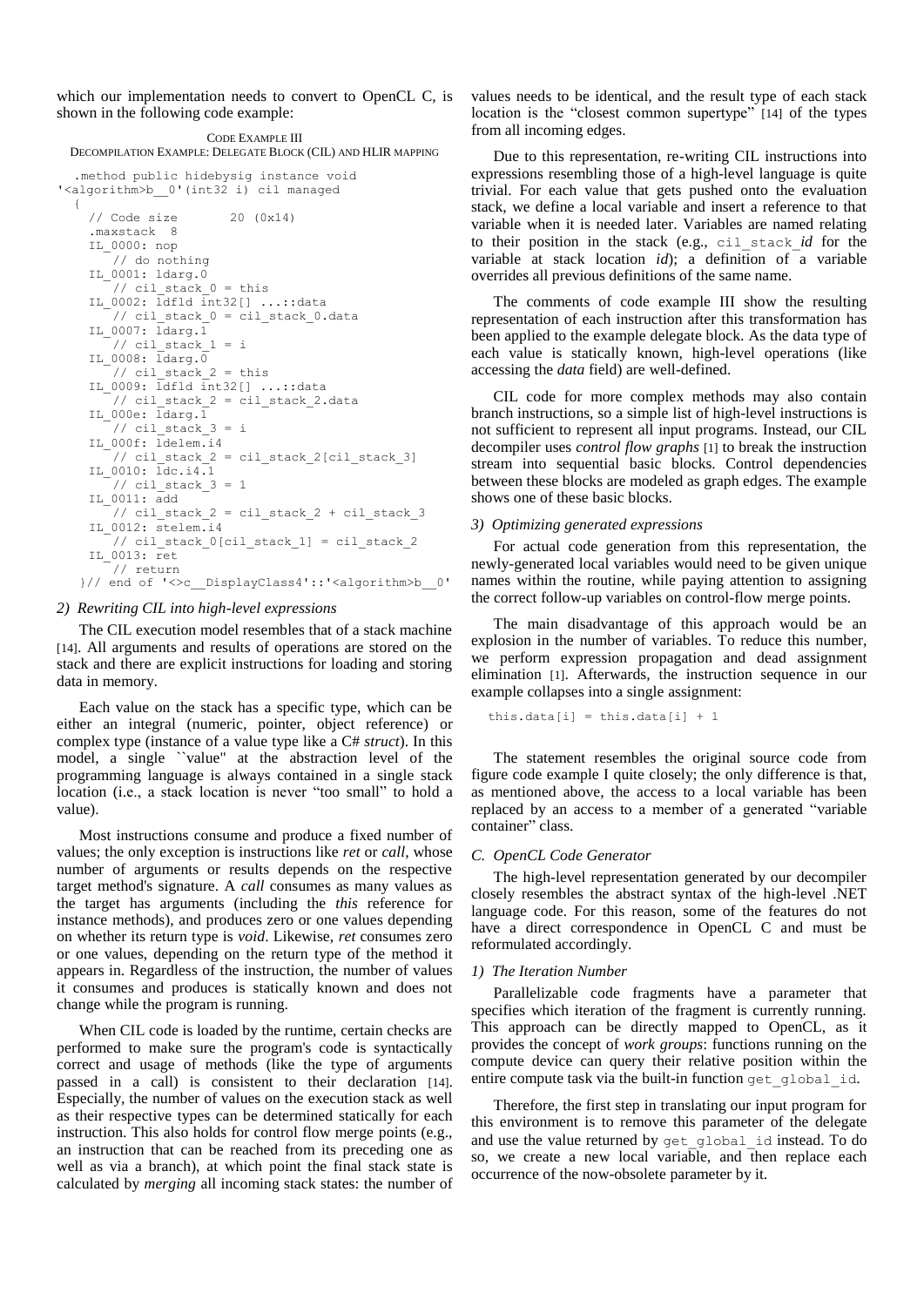which our implementation needs to convert to OpenCL C, is shown in the following code example:

CODE EXAMPLE III
DECOMPILATION EXAMPLE: DELEGATE BLOCK (CIL) AND HLIR MAPPING

```
  .method public hidebysig instance void
'<algorithm>b__0'(int32 i) cil managed
  {
    // Code size       20 (0x14)
    .maxstack  8
    IL_0000: nop
       // do nothing
    IL_0001: ldarg.0
       // cil_stack_0 = this
    IL_0002: ldfld int32[] ...::data
       // cil_stack_0 = cil_stack_0.data
    IL_0007: ldarg.1
       // cil_stack_1 = i
    IL_0008: ldarg.0
       // cil_stack_2 = this
    IL_0009: ldfld int32[] ...::data
       // cil_stack_2 = cil_stack_2.data
    IL_000e: ldarg.1
       // cil_stack_3 = i
    IL_000f: ldelem.i4
       // cil_stack_2 = cil_stack_2[cil_stack_3]
    IL_0010: ldc.i4.1
       // cil_stack_3 = 1
    IL_0011: add
       // cil_stack_2 = cil_stack_2 + cil_stack_3
    IL_0012: stelem.i4
       // cil_stack_0[cil_stack_1] = cil_stack_2
    IL_0013: ret
       // return
  }// end of '<>c__DisplayClass4'::'<algorithm>b__0'
```

### 2) Rewriting CIL into high-level expressions

The CIL execution model resembles that of a stack machine [14]. All arguments and results of operations are stored on the stack and there are explicit instructions for loading and storing data in memory.

Each value on the stack has a specific type, which can be either an integral (numeric, pointer, object reference) or complex type (instance of a value type like a C# *struct*). In this model, a single ``value'' at the abstraction level of the programming language is always contained in a single stack location (i.e., a stack location is never "too small" to hold a value).

Most instructions consume and produce a fixed number of values; the only exception is instructions like *ret* or *call*, whose number of arguments or results depends on the respective target method's signature. A *call* consumes as many values as the target has arguments (including the *this* reference for instance methods), and produces zero or one values depending on whether its return type is *void*. Likewise, *ret* consumes zero or one values, depending on the return type of the method it appears in. Regardless of the instruction, the number of values it consumes and produces is statically known and does not change while the program is running.

When CIL code is loaded by the runtime, certain checks are performed to make sure the program's code is syntactically correct and usage of methods (like the type of arguments passed in a call) is consistent to their declaration [14]. Especially, the number of values on the execution stack as well as their respective types can be determined statically for each instruction. This also holds for control flow merge points (e.g., an instruction that can be reached from its preceding one as well as via a branch), at which point the final stack state is calculated by *merging* all incoming stack states: the number of values needs to be identical, and the result type of each stack location is the "closest common supertype" [14] of the types from all incoming edges.

Due to this representation, re-writing CIL instructions into expressions resembling those of a high-level language is quite trivial. For each value that gets pushed onto the evaluation stack, we define a local variable and insert a reference to that variable when it is needed later. Variables are named relating to their position in the stack (e.g., `cil_stack_`*id* for the variable at stack location *id*); a definition of a variable overrides all previous definitions of the same name.

The comments of code example III show the resulting representation of each instruction after this transformation has been applied to the example delegate block. As the data type of each value is statically known, high-level operations (like accessing the *data* field) are well-defined.

CIL code for more complex methods may also contain branch instructions, so a simple list of high-level instructions is not sufficient to represent all input programs. Instead, our CIL decompiler uses *control flow graphs* [1] to break the instruction stream into sequential basic blocks. Control dependencies between these blocks are modeled as graph edges. The example shows one of these basic blocks.

### 3) Optimizing generated expressions

For actual code generation from this representation, the newly-generated local variables would need to be given unique names within the routine, while paying attention to assigning the correct follow-up variables on control-flow merge points.

The main disadvantage of this approach would be an explosion in the number of variables. To reduce this number, we perform expression propagation and dead assignment elimination [1]. Afterwards, the instruction sequence in our example collapses into a single assignment:

```
this.data[i] = this.data[i] + 1
```

The statement resembles the original source code from figure code example I quite closely; the only difference is that, as mentioned above, the access to a local variable has been replaced by an access to a member of a generated "variable container" class.

## C. OpenCL Code Generator

The high-level representation generated by our decompiler closely resembles the abstract syntax of the high-level .NET language code. For this reason, some of the features do not have a direct correspondence in OpenCL C and must be reformulated accordingly.

### 1) The Iteration Number

Parallelizable code fragments have a parameter that specifies which iteration of the fragment is currently running. This approach can be directly mapped to OpenCL, as it provides the concept of *work groups*: functions running on the compute device can query their relative position within the entire compute task via the built-in function `get_global_id`.

Therefore, the first step in translating our input program for this environment is to remove this parameter of the delegate and use the value returned by `get_global_id` instead. To do so, we create a new local variable, and then replace each occurrence of the now-obsolete parameter by it.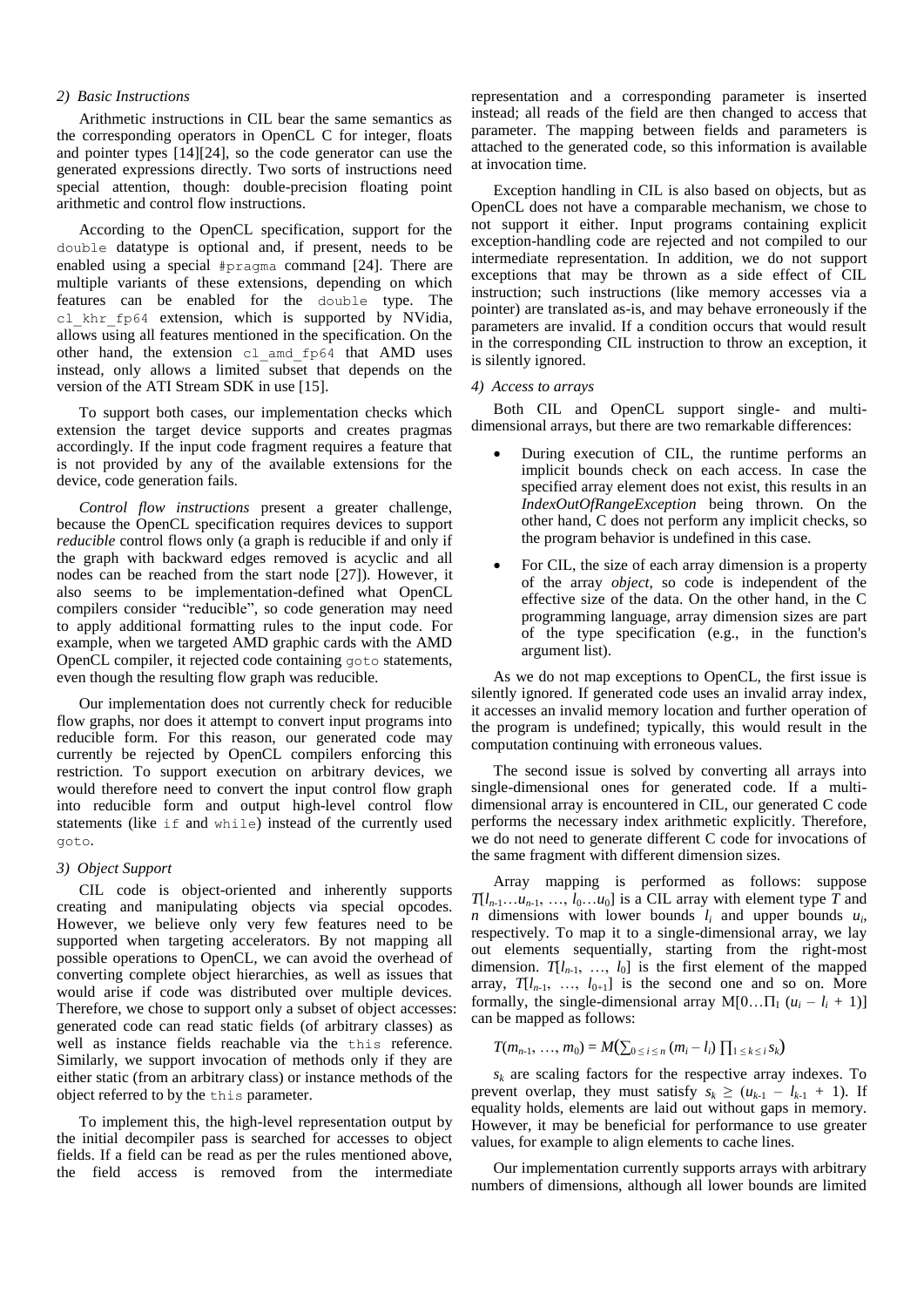*2) Basic Instructions*

Arithmetic instructions in CIL bear the same semantics as the corresponding operators in OpenCL C for integer, floats and pointer types [14][24], so the code generator can use the generated expressions directly. Two sorts of instructions need special attention, though: double-precision floating point arithmetic and control flow instructions.

According to the OpenCL specification, support for the `double` datatype is optional and, if present, needs to be enabled using a special `#pragma` command [24]. There are multiple variants of these extensions, depending on which features can be enabled for the `double` type. The `cl_khr_fp64` extension, which is supported by NVidia, allows using all features mentioned in the specification. On the other hand, the extension `cl_amd_fp64` that AMD uses instead, only allows a limited subset that depends on the version of the ATI Stream SDK in use [15].

To support both cases, our implementation checks which extension the target device supports and creates pragmas accordingly. If the input code fragment requires a feature that is not provided by any of the available extensions for the device, code generation fails.

*Control flow instructions* present a greater challenge, because the OpenCL specification requires devices to support *reducible* control flows only (a graph is reducible if and only if the graph with backward edges removed is acyclic and all nodes can be reached from the start node [27]). However, it also seems to be implementation-defined what OpenCL compilers consider "reducible", so code generation may need to apply additional formatting rules to the input code. For example, when we targeted AMD graphic cards with the AMD OpenCL compiler, it rejected code containing `goto` statements, even though the resulting flow graph was reducible.

Our implementation does not currently check for reducible flow graphs, nor does it attempt to convert input programs into reducible form. For this reason, our generated code may currently be rejected by OpenCL compilers enforcing this restriction. To support execution on arbitrary devices, we would therefore need to convert the input control flow graph into reducible form and output high-level control flow statements (like `if` and `while`) instead of the currently used `goto`.

*3) Object Support*

CIL code is object-oriented and inherently supports creating and manipulating objects via special opcodes. However, we believe only very few features need to be supported when targeting accelerators. By not mapping all possible operations to OpenCL, we can avoid the overhead of converting complete object hierarchies, as well as issues that would arise if code was distributed over multiple devices. Therefore, we chose to support only a subset of object accesses: generated code can read static fields (of arbitrary classes) as well as instance fields reachable via the `this` reference. Similarly, we support invocation of methods only if they are either static (from an arbitrary class) or instance methods of the object referred to by the `this` parameter.

To implement this, the high-level representation output by the initial decompiler pass is searched for accesses to object fields. If a field can be read as per the rules mentioned above, the field access is removed from the intermediate representation and a corresponding parameter is inserted instead; all reads of the field are then changed to access that parameter. The mapping between fields and parameters is attached to the generated code, so this information is available at invocation time.

Exception handling in CIL is also based on objects, but as OpenCL does not have a comparable mechanism, we chose to not support it either. Input programs containing explicit exception-handling code are rejected and not compiled to our intermediate representation. In addition, we do not support exceptions that may be thrown as a side effect of CIL instruction; such instructions (like memory accesses via a pointer) are translated as-is, and may behave erroneously if the parameters are invalid. If a condition occurs that would result in the corresponding CIL instruction to throw an exception, it is silently ignored.

*4) Access to arrays*

Both CIL and OpenCL support single- and multi-dimensional arrays, but there are two remarkable differences:

- During execution of CIL, the runtime performs an implicit bounds check on each access. In case the specified array element does not exist, this results in an *IndexOutOfRangeException* being thrown. On the other hand, C does not perform any implicit checks, so the program behavior is undefined in this case.
- For CIL, the size of each array dimension is a property of the array *object*, so code is independent of the effective size of the data. On the other hand, in the C programming language, array dimension sizes are part of the type specification (e.g., in the function's argument list).

As we do not map exceptions to OpenCL, the first issue is silently ignored. If generated code uses an invalid array index, it accesses an invalid memory location and further operation of the program is undefined; typically, this would result in the computation continuing with erroneous values.

The second issue is solved by converting all arrays into single-dimensional ones for generated code. If a multi-dimensional array is encountered in CIL, our generated C code performs the necessary index arithmetic explicitly. Therefore, we do not need to generate different C code for invocations of the same fragment with different dimension sizes.

Array mapping is performed as follows: suppose $T[l_{n-1}\ldots u_{n-1}, \ldots, l_0\ldots u_0]$ is a CIL array with element type $T$ and $n$ dimensions with lower bounds $l_i$ and upper bounds $u_i$, respectively. To map it to a single-dimensional array, we lay out elements sequentially, starting from the right-most dimension. $T[l_{n-1}, \ldots, l_0]$ is the first element of the mapped array, $T[l_{n-1}, \ldots, l_{0+1}]$ is the second one and so on. More formally, the single-dimensional array $M[0\ldots\prod_i (u_i - l_i + 1)]$ can be mapped as follows:

$$T(m_{n-1}, \ldots, m_0) = M\left(\sum_{0 \le i \le n} (m_i - l_i) \prod_{1 \le k \le i} s_k\right)$$

$s_k$ are scaling factors for the respective array indexes. To prevent overlap, they must satisfy $s_k \ge (u_{k-1} - l_{k-1} + 1)$. If equality holds, elements are laid out without gaps in memory. However, it may be beneficial for performance to use greater values, for example to align elements to cache lines.

Our implementation currently supports arrays with arbitrary numbers of dimensions, although all lower bounds are limited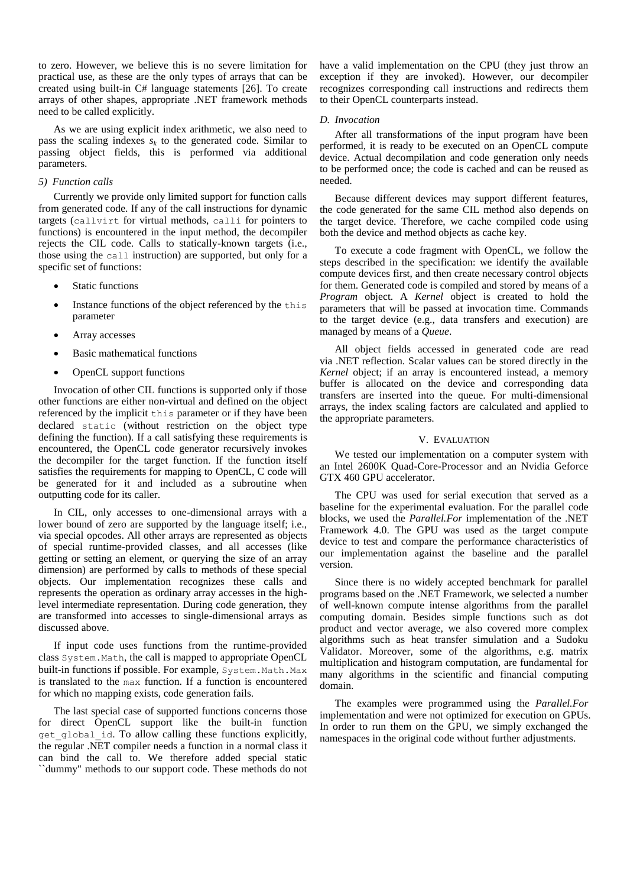to zero. However, we believe this is no severe limitation for practical use, as these are the only types of arrays that can be created using built-in C# language statements [26]. To create arrays of other shapes, appropriate .NET framework methods need to be called explicitly.

As we are using explicit index arithmetic, we also need to pass the scaling indexes $s_k$ to the generated code. Similar to passing object fields, this is performed via additional parameters.

#### *5) Function calls*

Currently we provide only limited support for function calls from generated code. If any of the call instructions for dynamic targets (`callvirt` for virtual methods, `calli` for pointers to functions) is encountered in the input method, the decompiler rejects the CIL code. Calls to statically-known targets (i.e., those using the `call` instruction) are supported, but only for a specific set of functions:

- Static functions
- Instance functions of the object referenced by the `this` parameter
- Array accesses
- Basic mathematical functions
- OpenCL support functions

Invocation of other CIL functions is supported only if those other functions are either non-virtual and defined on the object referenced by the implicit `this` parameter or if they have been declared `static` (without restriction on the object type defining the function). If a call satisfying these requirements is encountered, the OpenCL code generator recursively invokes the decompiler for the target function. If the function itself satisfies the requirements for mapping to OpenCL, C code will be generated for it and included as a subroutine when outputting code for its caller.

In CIL, only accesses to one-dimensional arrays with a lower bound of zero are supported by the language itself; i.e., via special opcodes. All other arrays are represented as objects of special runtime-provided classes, and all accesses (like getting or setting an element, or querying the size of an array dimension) are performed by calls to methods of these special objects. Our implementation recognizes these calls and represents the operation as ordinary array accesses in the high-level intermediate representation. During code generation, they are transformed into accesses to single-dimensional arrays as discussed above.

If input code uses functions from the runtime-provided class `System.Math`, the call is mapped to appropriate OpenCL built-in functions if possible. For example, `System.Math.Max` is translated to the `max` function. If a function is encountered for which no mapping exists, code generation fails.

The last special case of supported functions concerns those for direct OpenCL support like the built-in function `get_global_id`. To allow calling these functions explicitly, the regular .NET compiler needs a function in a normal class it can bind the call to. We therefore added special static ``dummy'' methods to our support code. These methods do not have a valid implementation on the CPU (they just throw an exception if they are invoked). However, our decompiler recognizes corresponding call instructions and redirects them to their OpenCL counterparts instead.

### *D. Invocation*

After all transformations of the input program have been performed, it is ready to be executed on an OpenCL compute device. Actual decompilation and code generation only needs to be performed once; the code is cached and can be reused as needed.

Because different devices may support different features, the code generated for the same CIL method also depends on the target device. Therefore, we cache compiled code using both the device and method objects as cache key.

To execute a code fragment with OpenCL, we follow the steps described in the specification: we identify the available compute devices first, and then create necessary control objects for them. Generated code is compiled and stored by means of a *Program* object. A *Kernel* object is created to hold the parameters that will be passed at invocation time. Commands to the target device (e.g., data transfers and execution) are managed by means of a *Queue*.

All object fields accessed in generated code are read via .NET reflection. Scalar values can be stored directly in the *Kernel* object; if an array is encountered instead, a memory buffer is allocated on the device and corresponding data transfers are inserted into the queue. For multi-dimensional arrays, the index scaling factors are calculated and applied to the appropriate parameters.

## V. Evaluation

We tested our implementation on a computer system with an Intel 2600K Quad-Core-Processor and an Nvidia Geforce GTX 460 GPU accelerator.

The CPU was used for serial execution that served as a baseline for the experimental evaluation. For the parallel code blocks, we used the *Parallel.For* implementation of the .NET Framework 4.0. The GPU was used as the target compute device to test and compare the performance characteristics of our implementation against the baseline and the parallel version.

Since there is no widely accepted benchmark for parallel programs based on the .NET Framework, we selected a number of well-known compute intense algorithms from the parallel computing domain. Besides simple functions such as dot product and vector average, we also covered more complex algorithms such as heat transfer simulation and a Sudoku Validator. Moreover, some of the algorithms, e.g. matrix multiplication and histogram computation, are fundamental for many algorithms in the scientific and financial computing domain.

The examples were programmed using the *Parallel.For* implementation and were not optimized for execution on GPUs. In order to run them on the GPU, we simply exchanged the namespaces in the original code without further adjustments.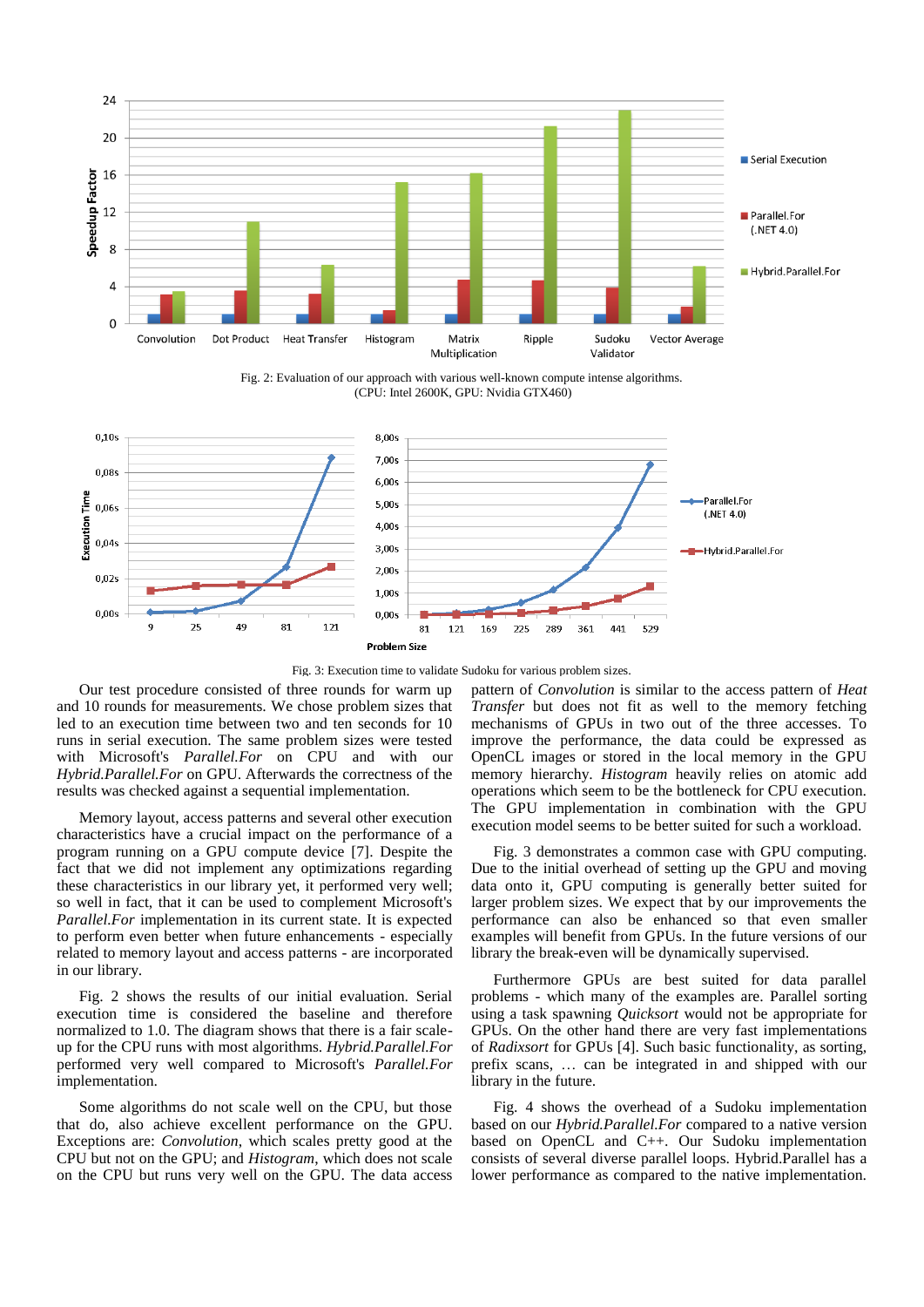Fig. 2: Evaluation of our approach with various well-known compute intense algorithms. (CPU: Intel 2600K, GPU: Nvidia GTX460)

Fig. 3: Execution time to validate Sudoku for various problem sizes.

Our test procedure consisted of three rounds for warm up and 10 rounds for measurements. We chose problem sizes that led to an execution time between two and ten seconds for 10 runs in serial execution. The same problem sizes were tested with Microsoft's *Parallel.For* on CPU and with our *Hybrid.Parallel.For* on GPU. Afterwards the correctness of the results was checked against a sequential implementation.

Memory layout, access patterns and several other execution characteristics have a crucial impact on the performance of a program running on a GPU compute device [7]. Despite the fact that we did not implement any optimizations regarding these characteristics in our library yet, it performed very well; so well in fact, that it can be used to complement Microsoft's *Parallel.For* implementation in its current state. It is expected to perform even better when future enhancements - especially related to memory layout and access patterns - are incorporated in our library.

Fig. 2 shows the results of our initial evaluation. Serial execution time is considered the baseline and therefore normalized to 1.0. The diagram shows that there is a fair scale-up for the CPU runs with most algorithms. *Hybrid.Parallel.For* performed very well compared to Microsoft's *Parallel.For* implementation.

Some algorithms do not scale well on the CPU, but those that do, also achieve excellent performance on the GPU. Exceptions are: *Convolution*, which scales pretty good at the CPU but not on the GPU; and *Histogram*, which does not scale on the CPU but runs very well on the GPU. The data access pattern of *Convolution* is similar to the access pattern of *Heat Transfer* but does not fit as well to the memory fetching mechanisms of GPUs in two out of the three accesses. To improve the performance, the data could be expressed as OpenCL images or stored in the local memory in the GPU memory hierarchy. *Histogram* heavily relies on atomic add operations which seem to be the bottleneck for CPU execution. The GPU implementation in combination with the GPU execution model seems to be better suited for such a workload.

Fig. 3 demonstrates a common case with GPU computing. Due to the initial overhead of setting up the GPU and moving data onto it, GPU computing is generally better suited for larger problem sizes. We expect that by our improvements the performance can also be enhanced so that even smaller examples will benefit from GPUs. In the future versions of our library the break-even will be dynamically supervised.

Furthermore GPUs are best suited for data parallel problems - which many of the examples are. Parallel sorting using a task spawning *Quicksort* would not be appropriate for GPUs. On the other hand there are very fast implementations of *Radixsort* for GPUs [4]. Such basic functionality, as sorting, prefix scans, … can be integrated in and shipped with our library in the future.

Fig. 4 shows the overhead of a Sudoku implementation based on our *Hybrid.Parallel.For* compared to a native version based on OpenCL and C++. Our Sudoku implementation consists of several diverse parallel loops. Hybrid.Parallel has a lower performance as compared to the native implementation.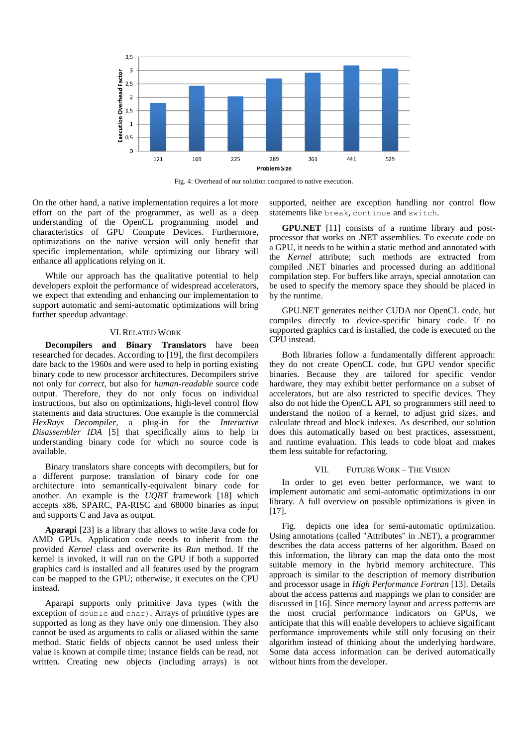Fig. 4: Overhead of our solution compared to native execution.

On the other hand, a native implementation requires a lot more effort on the part of the programmer, as well as a deep understanding of the OpenCL programming model and characteristics of GPU Compute Devices. Furthermore, optimizations on the native version will only benefit that specific implementation, while optimizing our library will enhance all applications relying on it.

While our approach has the qualitative potential to help developers exploit the performance of widespread accelerators, we expect that extending and enhancing our implementation to support automatic and semi-automatic optimizations will bring further speedup advantage.

## VI. Related Work

**Decompilers and Binary Translators** have been researched for decades. According to [19], the first decompilers date back to the 1960s and were used to help in porting existing binary code to new processor architectures. Decompilers strive not only for *correct*, but also for *human-readable* source code output. Therefore, they do not only focus on individual instructions, but also on optimizations, high-level control flow statements and data structures. One example is the commercial *HexRays Decompiler*, a plug-in for the *Interactive Disassembler IDA* [5] that specifically aims to help in understanding binary code for which no source code is available.

Binary translators share concepts with decompilers, but for a different purpose: translation of binary code for one architecture into semantically-equivalent binary code for another. An example is the *UQBT* framework [18] which accepts x86, SPARC, PA-RISC and 68000 binaries as input and supports C and Java as output.

**Aparapi** [23] is a library that allows to write Java code for AMD GPUs. Application code needs to inherit from the provided *Kernel* class and overwrite its *Run* method. If the kernel is invoked, it will run on the GPU if both a supported graphics card is installed and all features used by the program can be mapped to the GPU; otherwise, it executes on the CPU instead.

Aparapi supports only primitive Java types (with the exception of `double` and `char`). Arrays of primitive types are supported as long as they have only one dimension. They also cannot be used as arguments to calls or aliased within the same method. Static fields of objects cannot be used unless their value is known at compile time; instance fields can be read, not written. Creating new objects (including arrays) is not supported, neither are exception handling nor control flow statements like `break`, `continue` and `switch`.

**GPU.NET** [11] consists of a runtime library and post-processor that works on .NET assemblies. To execute code on a GPU, it needs to be within a static method and annotated with the *Kernel* attribute; such methods are extracted from compiled .NET binaries and processed during an additional compilation step. For buffers like arrays, special annotation can be used to specify the memory space they should be placed in by the runtime.

GPU.NET generates neither CUDA nor OpenCL code, but compiles directly to device-specific binary code. If no supported graphics card is installed, the code is executed on the CPU instead.

Both libraries follow a fundamentally different approach: they do not create OpenCL code, but GPU vendor specific binaries. Because they are tailored for specific vendor hardware, they may exhibit better performance on a subset of accelerators, but are also restricted to specific devices. They also do not hide the OpenCL API, so programmers still need to understand the notion of a kernel, to adjust grid sizes, and calculate thread and block indexes. As described, our solution does this automatically based on best practices, assessment, and runtime evaluation. This leads to code bloat and makes them less suitable for refactoring.

## VII. Future Work – The Vision

In order to get even better performance, we want to implement automatic and semi-automatic optimizations in our library. A full overview on possible optimizations is given in [17].

Fig. depicts one idea for semi-automatic optimization. Using annotations (called "Attributes" in .NET), a programmer describes the data access patterns of her algorithm. Based on this information, the library can map the data onto the most suitable memory in the hybrid memory architecture. This approach is similar to the description of memory distribution and processor usage in *High Performance Fortran* [13]. Details about the access patterns and mappings we plan to consider are discussed in [16]. Since memory layout and access patterns are the most crucial performance indicators on GPUs, we anticipate that this will enable developers to achieve significant performance improvements while still only focusing on their algorithm instead of thinking about the underlying hardware. Some data access information can be derived automatically without hints from the developer.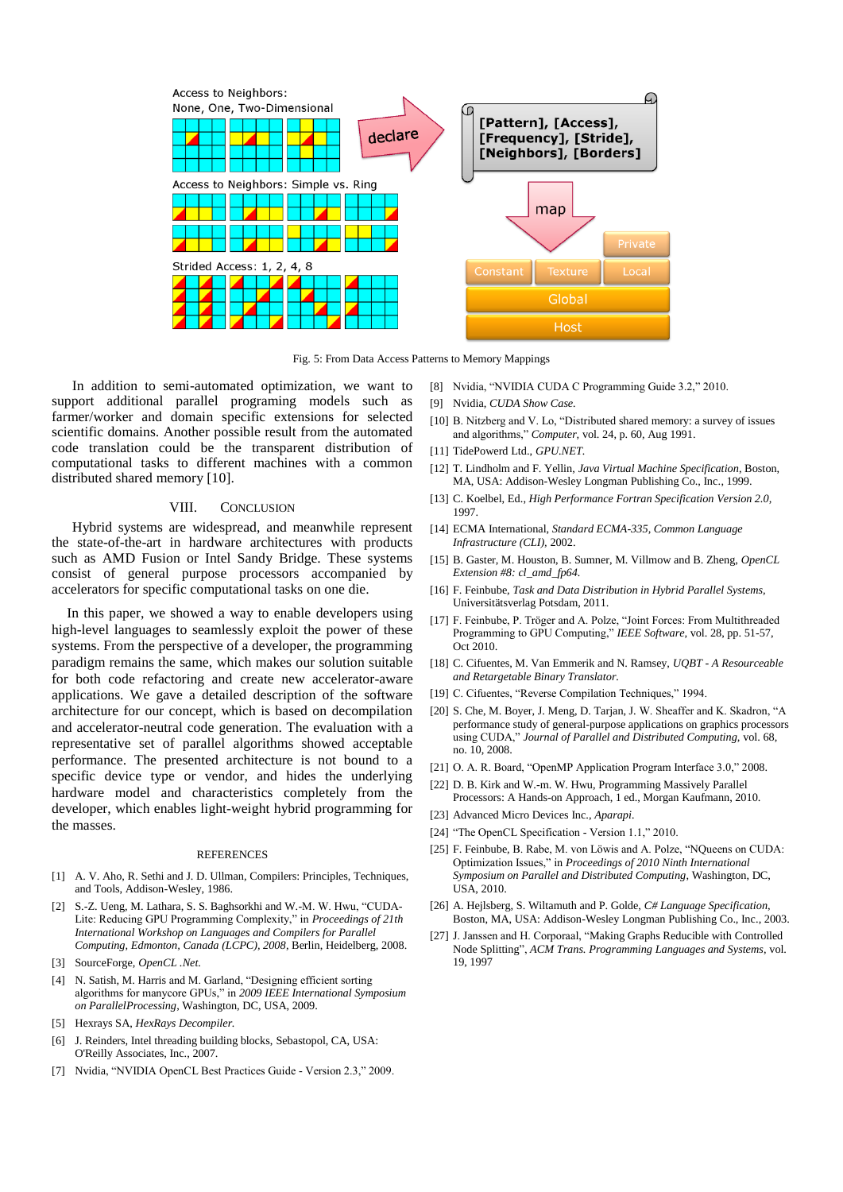Access to Neighbors:
None, One, Two-Dimensional

declare

[Pattern], [Access], [Frequency], [Stride], [Neighbors], [Borders]

Access to Neighbors: Simple vs. Ring

map

Private

Constant Texture Local

Global

Host

Strided Access: 1, 2, 4, 8

Fig. 5: From Data Access Patterns to Memory Mappings

In addition to semi-automated optimization, we want to support additional parallel programing models such as farmer/worker and domain specific extensions for selected scientific domains. Another possible result from the automated code translation could be the transparent distribution of computational tasks to different machines with a common distributed shared memory [10].

## VIII. Conclusion

Hybrid systems are widespread, and meanwhile represent the state-of-the-art in hardware architectures with products such as AMD Fusion or Intel Sandy Bridge. These systems consist of general purpose processors accompanied by accelerators for specific computational tasks on one die.

In this paper, we showed a way to enable developers using high-level languages to seamlessly exploit the power of these systems. From the perspective of a developer, the programming paradigm remains the same, which makes our solution suitable for both code refactoring and create new accelerator-aware applications. We gave a detailed description of the software architecture for our concept, which is based on decompilation and accelerator-neutral code generation. The evaluation with a representative set of parallel algorithms showed acceptable performance. The presented architecture is not bound to a specific device type or vendor, and hides the underlying hardware model and characteristics completely from the developer, which enables light-weight hybrid programming for the masses.

## References

[1] A. V. Aho, R. Sethi and J. D. Ullman, Compilers: Principles, Techniques, and Tools, Addison-Wesley, 1986.

[2] S.-Z. Ueng, M. Lathara, S. S. Baghsorkhi and W.-M. W. Hwu, "CUDA-Lite: Reducing GPU Programming Complexity," in *Proceedings of 21th International Workshop on Languages and Compilers for Parallel Computing, Edmonton, Canada (LCPC), 2008*, Berlin, Heidelberg, 2008.

[3] SourceForge, *OpenCL .Net.*

[4] N. Satish, M. Harris and M. Garland, "Designing efficient sorting algorithms for manycore GPUs," in *2009 IEEE International Symposium on ParallelProcessing*, Washington, DC, USA, 2009.

[5] Hexrays SA, *HexRays Decompiler.*

[6] J. Reinders, Intel threading building blocks, Sebastopol, CA, USA: O'Reilly Associates, Inc., 2007.

[7] Nvidia, "NVIDIA OpenCL Best Practices Guide - Version 2.3," 2009.

[8] Nvidia, "NVIDIA CUDA C Programming Guide 3.2," 2010.

[9] Nvidia, *CUDA Show Case.*

[10] B. Nitzberg and V. Lo, "Distributed shared memory: a survey of issues and algorithms," *Computer,* vol. 24, p. 60, Aug 1991.

[11] TidePowerd Ltd., *GPU.NET.*

[12] T. Lindholm and F. Yellin, *Java Virtual Machine Specification,* Boston, MA, USA: Addison-Wesley Longman Publishing Co., Inc., 1999.

[13] C. Koelbel, Ed., *High Performance Fortran Specification Version 2.0,* 1997.

[14] ECMA International, *Standard ECMA-335, Common Language Infrastructure (CLI),* 2002.

[15] B. Gaster, M. Houston, B. Sumner, M. Villmow and B. Zheng, *OpenCL Extension #8: cl_amd_fp64.*

[16] F. Feinbube, *Task and Data Distribution in Hybrid Parallel Systems,* Universitätsverlag Potsdam, 2011.

[17] F. Feinbube, P. Tröger and A. Polze, "Joint Forces: From Multithreaded Programming to GPU Computing," *IEEE Software,* vol. 28, pp. 51-57, Oct 2010.

[18] C. Cifuentes, M. Van Emmerik and N. Ramsey, *UQBT - A Resourceable and Retargetable Binary Translator.*

[19] C. Cifuentes, "Reverse Compilation Techniques," 1994.

[20] S. Che, M. Boyer, J. Meng, D. Tarjan, J. W. Sheaffer and K. Skadron, "A performance study of general-purpose applications on graphics processors using CUDA," *Journal of Parallel and Distributed Computing,* vol. 68, no. 10, 2008.

[21] O. A. R. Board, "OpenMP Application Program Interface 3.0," 2008.

[22] D. B. Kirk and W.-m. W. Hwu, Programming Massively Parallel Processors: A Hands-on Approach, 1 ed., Morgan Kaufmann, 2010.

[23] Advanced Micro Devices Inc., *Aparapi.*

[24] "The OpenCL Specification - Version 1.1," 2010.

[25] F. Feinbube, B. Rabe, M. von Löwis and A. Polze, "NQueens on CUDA: Optimization Issues," in *Proceedings of 2010 Ninth International Symposium on Parallel and Distributed Computing*, Washington, DC, USA, 2010.

[26] A. Hejlsberg, S. Wiltamuth and P. Golde, *C# Language Specification*, Boston, MA, USA: Addison-Wesley Longman Publishing Co., Inc., 2003.

[27] J. Janssen and H. Corporaal, "Making Graphs Reducible with Controlled Node Splitting", *ACM Trans. Programming Languages and Systems*, vol. 19, 1997